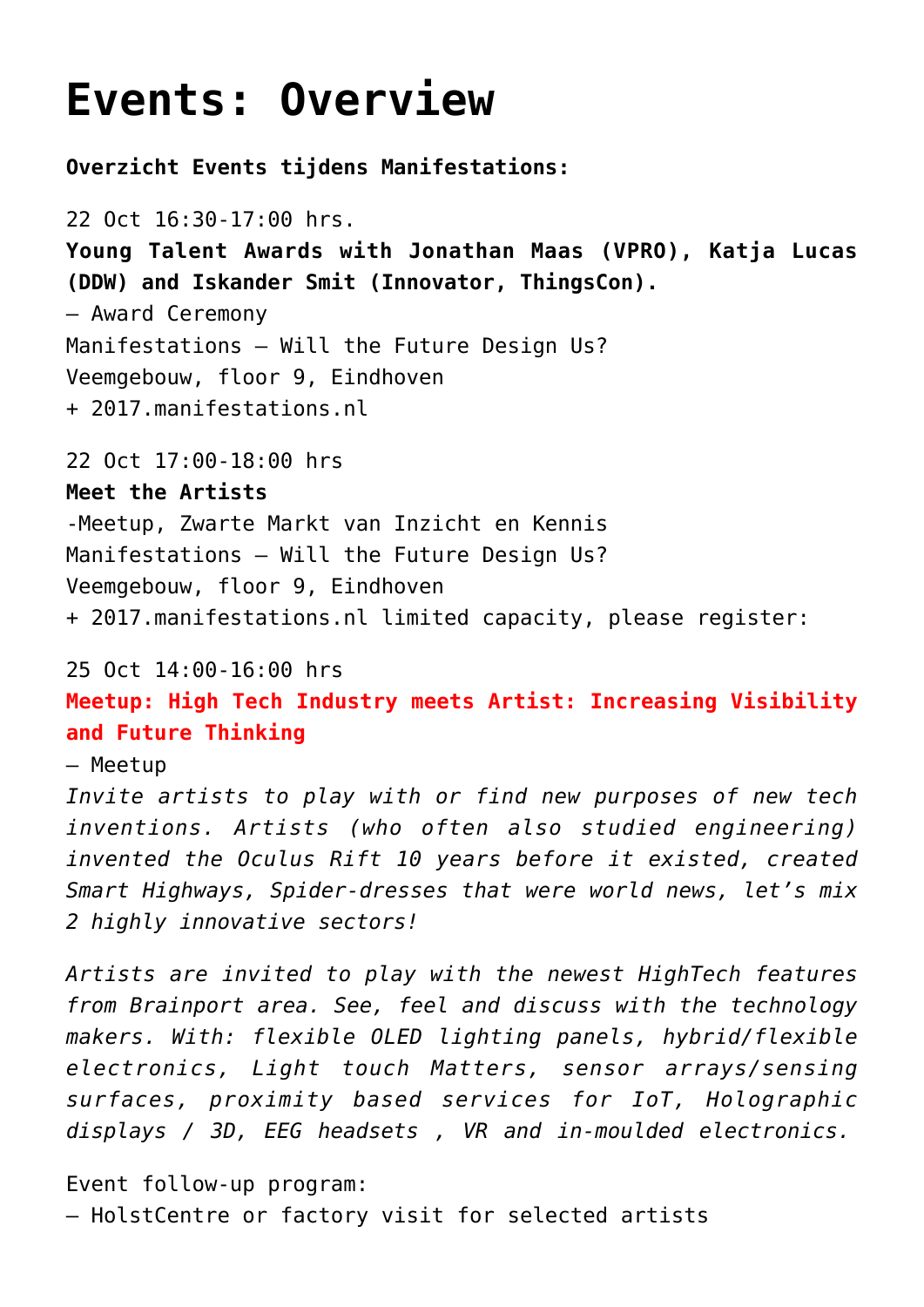# Events: Overview

**Overzicht Events tijdens Manifestations:**

22 Oct 16:30-17:00 hrs.
**Young Talent Awards with Jonathan Maas (VPRO), Katja Lucas (DDW) and Iskander Smit (Innovator, ThingsCon).**
– Award Ceremony
Manifestations – Will the Future Design Us?
Veemgebouw, floor 9, Eindhoven
+ 2017.manifestations.nl

22 Oct 17:00-18:00 hrs
**Meet the Artists**
-Meetup, Zwarte Markt van Inzicht en Kennis
Manifestations – Will the Future Design Us?
Veemgebouw, floor 9, Eindhoven
+ 2017.manifestations.nl limited capacity, please register:

25 Oct 14:00-16:00 hrs
**Meetup: High Tech Industry meets Artist: Increasing Visibility and Future Thinking**
– Meetup
*Invite artists to play with or find new purposes of new tech inventions. Artists (who often also studied engineering) invented the Oculus Rift 10 years before it existed, created Smart Highways, Spider-dresses that were world news, let's mix 2 highly innovative sectors!*

*Artists are invited to play with the newest HighTech features from Brainport area. See, feel and discuss with the technology makers. With: flexible OLED lighting panels, hybrid/flexible electronics, Light touch Matters, sensor arrays/sensing surfaces, proximity based services for IoT, Holographic displays / 3D, EEG headsets , VR and in-moulded electronics.*

Event follow-up program:
– HolstCentre or factory visit for selected artists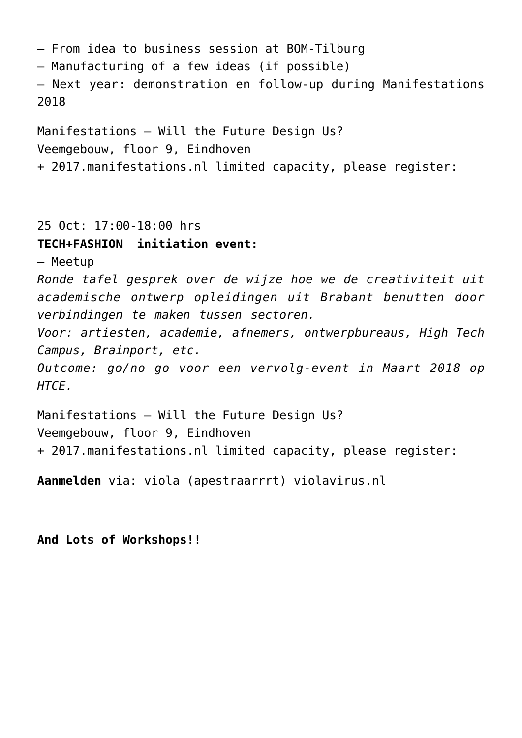– From idea to business session at BOM-Tilburg
– Manufacturing of a few ideas (if possible)
– Next year: demonstration en follow-up during Manifestations 2018

Manifestations – Will the Future Design Us?
Veemgebouw, floor 9, Eindhoven
+ 2017.manifestations.nl limited capacity, please register:

25 Oct: 17:00-18:00 hrs
**TECH+FASHION initiation event:**
– Meetup
*Ronde tafel gesprek over de wijze hoe we de creativiteit uit academische ontwerp opleidingen uit Brabant benutten door verbindingen te maken tussen sectoren.*
*Voor: artiesten, academie, afnemers, ontwerpbureaus, High Tech Campus, Brainport, etc.*
*Outcome: go/no go voor een vervolg-event in Maart 2018 op HTCE.*

Manifestations – Will the Future Design Us?
Veemgebouw, floor 9, Eindhoven
+ 2017.manifestations.nl limited capacity, please register:

**Aanmelden** via: viola (apestraarrrt) violavirus.nl

**And Lots of Workshops!!**